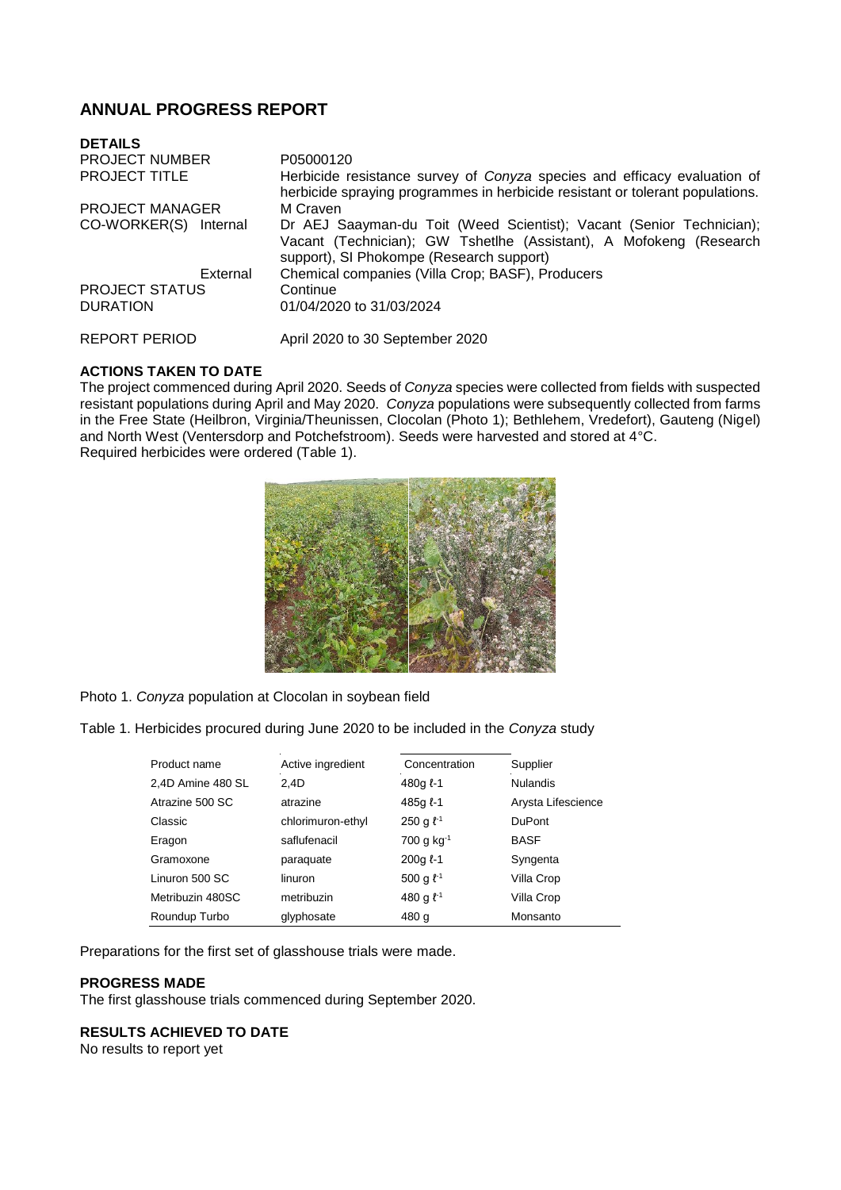# ANNUAL PROGRESS REPORT

## DETAILS

| | |
|---|---|
| PROJECT NUMBER | P05000120 |
| PROJECT TITLE | Herbicide resistance survey of *Conyza* species and efficacy evaluation of herbicide spraying programmes in herbicide resistant or tolerant populations. |
| PROJECT MANAGER | M Craven |
| CO-WORKER(S) Internal | Dr AEJ Saayman-du Toit (Weed Scientist); Vacant (Senior Technician); Vacant (Technician); GW Tshetlhe (Assistant), A Mofokeng (Research support), SI Phokompe (Research support) |
| External | Chemical companies (Villa Crop; BASF), Producers |
| PROJECT STATUS | Continue |
| DURATION | 01/04/2020 to 31/03/2024 |
| REPORT PERIOD | April 2020 to 30 September 2020 |

## ACTIONS TAKEN TO DATE

The project commenced during April 2020. Seeds of *Conyza* species were collected from fields with suspected resistant populations during April and May 2020. *Conyza* populations were subsequently collected from farms in the Free State (Heilbron, Virginia/Theunissen, Clocolan (Photo 1); Bethlehem, Vredefort), Gauteng (Nigel) and North West (Ventersdorp and Potchefstroom). Seeds were harvested and stored at 4°C.
Required herbicides were ordered (Table 1).

Photo 1. *Conyza* population at Clocolan in soybean field

Table 1. Herbicides procured during June 2020 to be included in the *Conyza* study

| Product name | Active ingredient | Concentration | Supplier |
|---|---|---|---|
| 2,4D Amine 480 SL | 2,4D | 480g ℓ-1 | Nulandis |
| Atrazine 500 SC | atrazine | 485g ℓ-1 | Arysta Lifescience |
| Classic | chlorimuron-ethyl | 250 g $\ell^{-1}$ | DuPont |
| Eragon | saflufenacil | 700 g $kg^{-1}$ | BASF |
| Gramoxone | paraquate | 200g ℓ-1 | Syngenta |
| Linuron 500 SC | linuron | 500 g $\ell^{-1}$ | Villa Crop |
| Metribuzin 480SC | metribuzin | 480 g $\ell^{-1}$ | Villa Crop |
| Roundup Turbo | glyphosate | 480 g | Monsanto |

Preparations for the first set of glasshouse trials were made.

## PROGRESS MADE

The first glasshouse trials commenced during September 2020.

## RESULTS ACHIEVED TO DATE

No results to report yet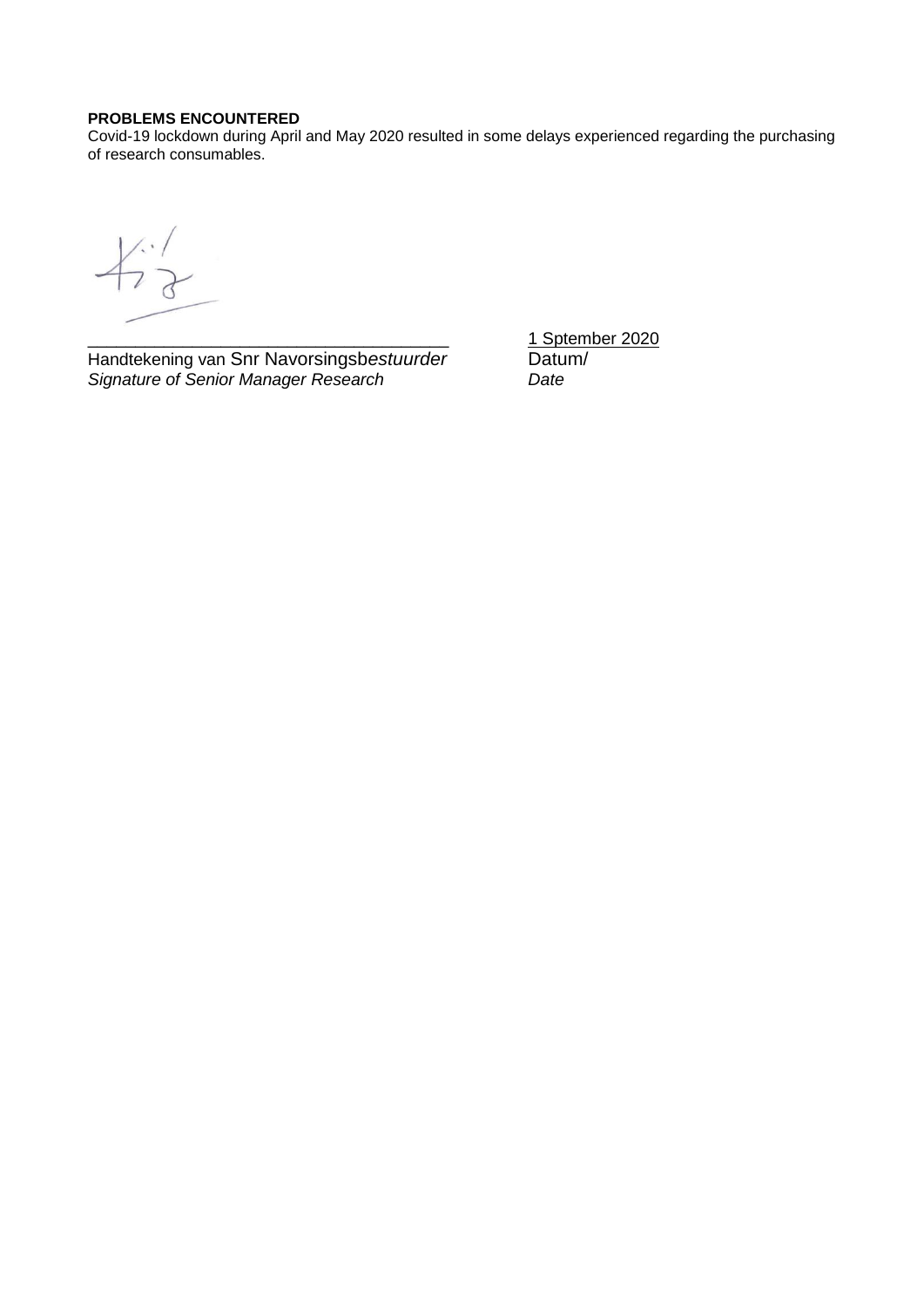**PROBLEMS ENCOUNTERED**
Covid-19 lockdown during April and May 2020 resulted in some delays experienced regarding the purchasing of research consumables.

______________________________________ 1 Sptember 2020

Handtekening van Snr Navorsingsb*estuurder* Datum/
*Signature of Senior Manager Research* *Date*